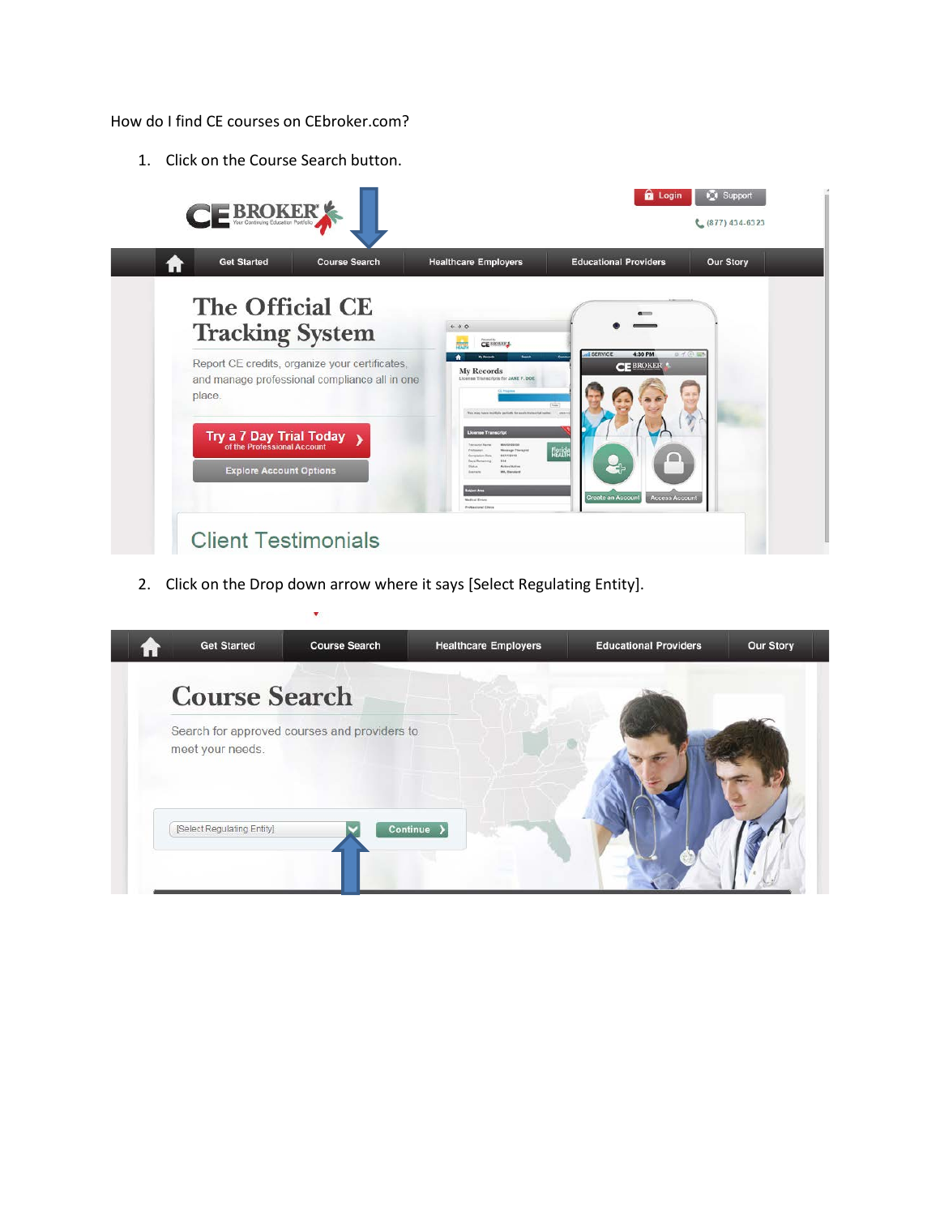How do I find CE courses on CEbroker.com?

1. Click on the Course Search button.

2. Click on the Drop down arrow where it says [Select Regulating Entity].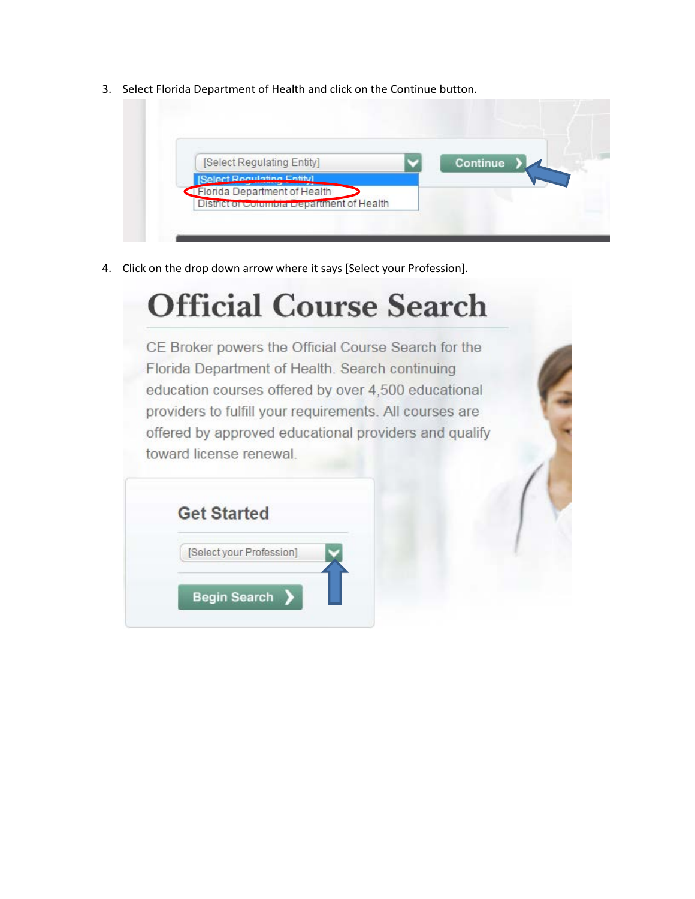3. Select Florida Department of Health and click on the Continue button.

4. Click on the drop down arrow where it says [Select your Profession].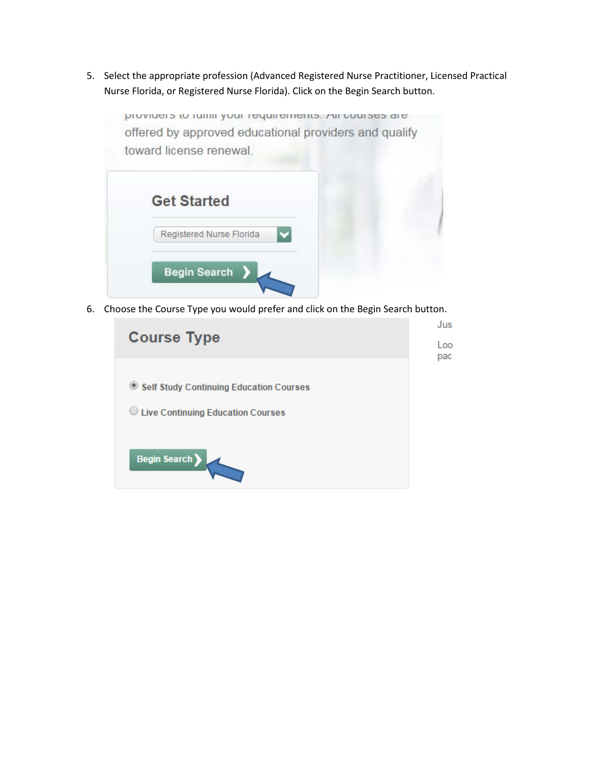5. Select the appropriate profession (Advanced Registered Nurse Practitioner, Licensed Practical Nurse Florida, or Registered Nurse Florida). Click on the Begin Search button.

6. Choose the Course Type you would prefer and click on the Begin Search button.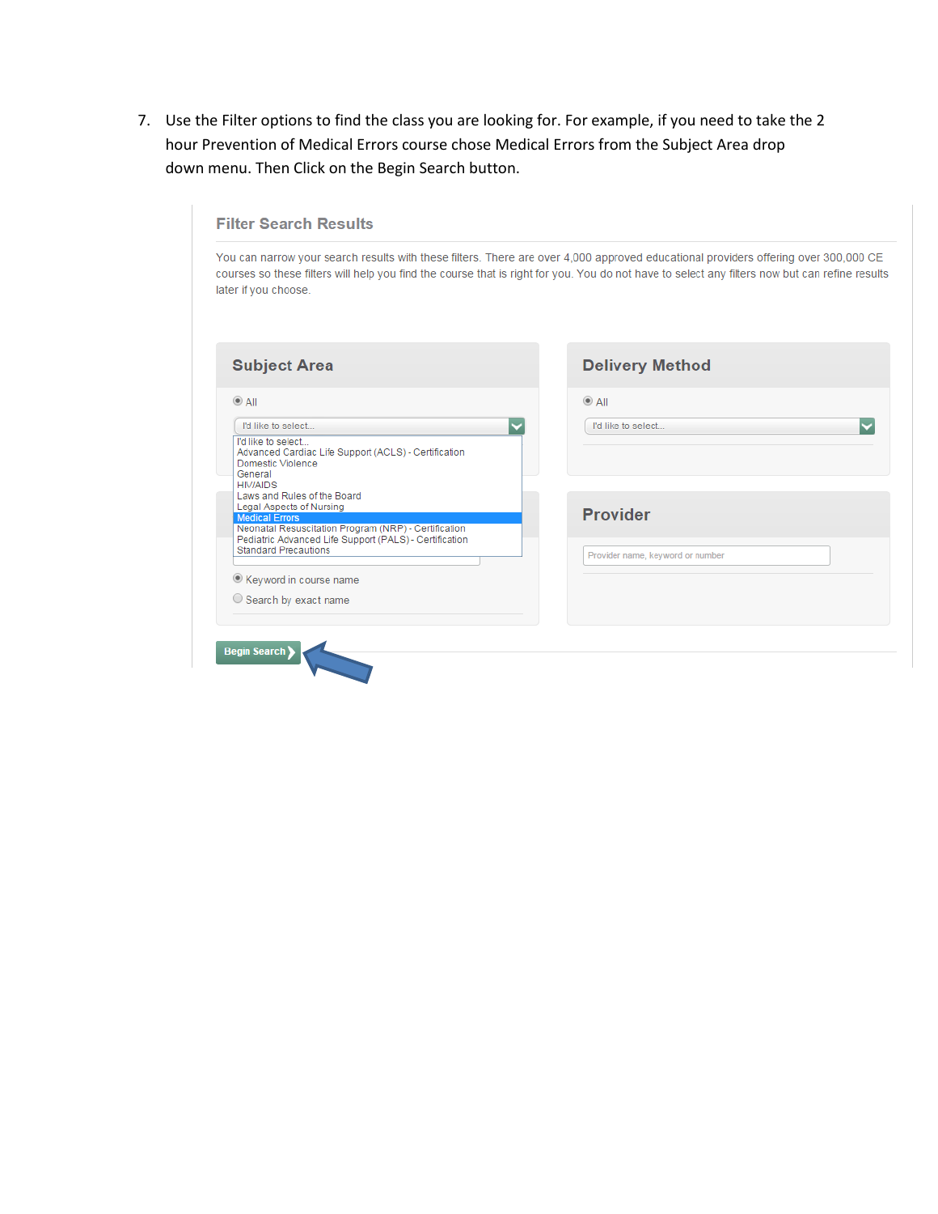7. Use the Filter options to find the class you are looking for. For example, if you need to take the 2 hour Prevention of Medical Errors course chose Medical Errors from the Subject Area drop down menu. Then Click on the Begin Search button.

## Filter Search Results

You can narrow your search results with these filters. There are over 4,000 approved educational providers offering over 300,000 CE courses so these filters will help you find the course that is right for you. You do not have to select any filters now but can refine results later if you choose.

### Subject Area

All

I'd like to select...

- I'd like to select...
- Advanced Cardiac Life Support (ACLS) - Certification
- Domestic Violence
- General
- HIV/AIDS
- Laws and Rules of the Board
- Legal Aspects of Nursing
- Medical Errors
- Neonatal Resuscitation Program (NRP) - Certification
- Pediatric Advanced Life Support (PALS) - Certification
- Standard Precautions

Keyword in course name

Search by exact name

### Delivery Method

All

I'd like to select...

### Provider

Provider name, keyword or number

Begin Search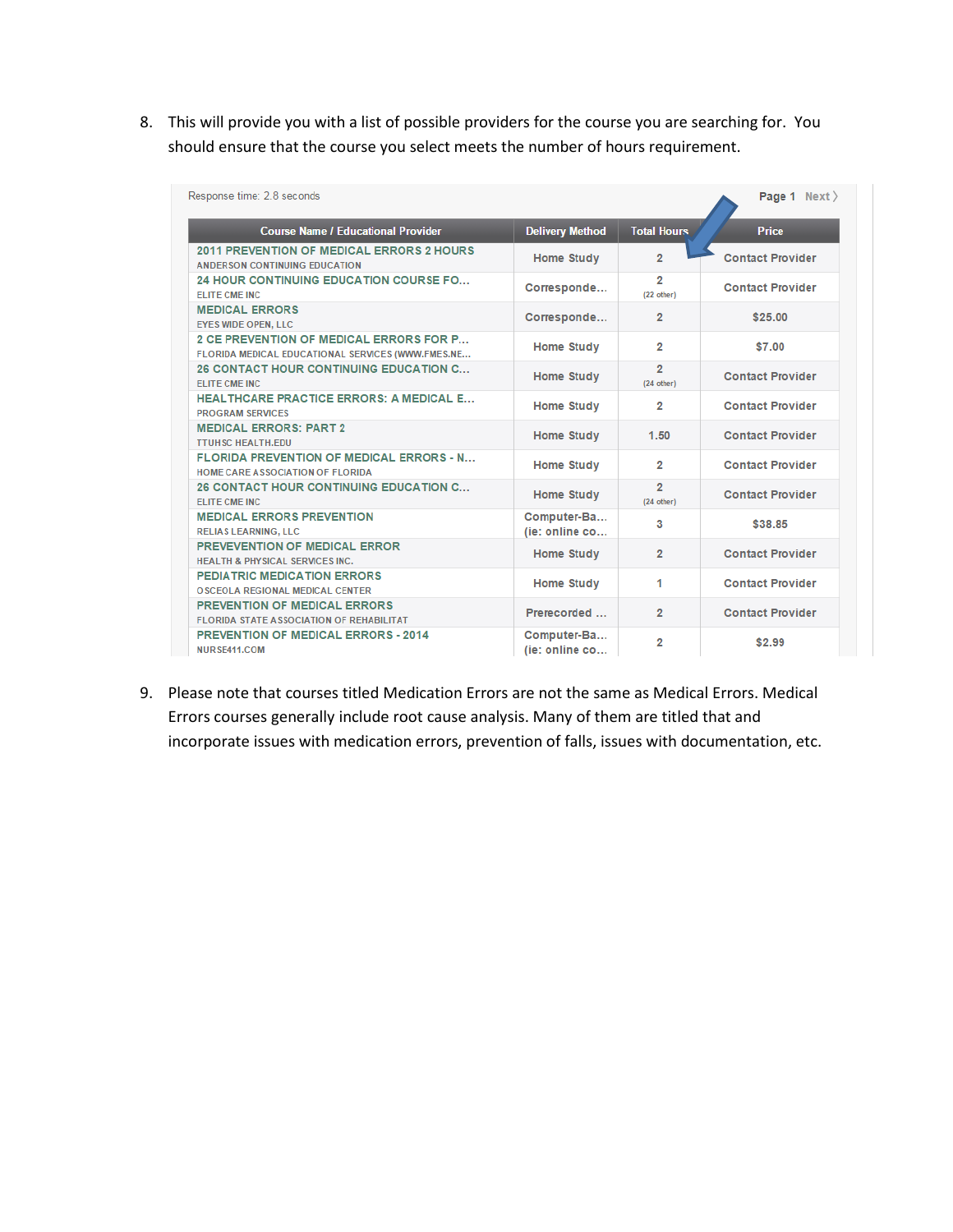8. This will provide you with a list of possible providers for the course you are searching for. You should ensure that the course you select meets the number of hours requirement.

Response time: 2.8 seconds

Page 1 Next 〉

| Course Name / Educational Provider | Delivery Method | Total Hours | Price |
|---|---|---|---|
| 2011 PREVENTION OF MEDICAL ERRORS 2 HOURS<br>ANDERSON CONTINUING EDUCATION | Home Study | 2 | Contact Provider |
| 24 HOUR CONTINUING EDUCATION COURSE FO...<br>ELITE CME INC | Corresponde... | 2<br>(22 other) | Contact Provider |
| MEDICAL ERRORS<br>EYES WIDE OPEN, LLC | Corresponde... | 2 | $25.00 |
| 2 CE PREVENTION OF MEDICAL ERRORS FOR P...<br>FLORIDA MEDICAL EDUCATIONAL SERVICES (WWW.FMES.NE... | Home Study | 2 | $7.00 |
| 26 CONTACT HOUR CONTINUING EDUCATION C...<br>ELITE CME INC | Home Study | 2<br>(24 other) | Contact Provider |
| HEALTHCARE PRACTICE ERRORS: A MEDICAL E...<br>PROGRAM SERVICES | Home Study | 2 | Contact Provider |
| MEDICAL ERRORS: PART 2<br>TTUHSC HEALTH.EDU | Home Study | 1.50 | Contact Provider |
| FLORIDA PREVENTION OF MEDICAL ERRORS - N...<br>HOME CARE ASSOCIATION OF FLORIDA | Home Study | 2 | Contact Provider |
| 26 CONTACT HOUR CONTINUING EDUCATION C...<br>ELITE CME INC | Home Study | 2<br>(24 other) | Contact Provider |
| MEDICAL ERRORS PREVENTION<br>RELIAS LEARNING, LLC | Computer-Ba...<br>(ie: online co... | 3 | $38.85 |
| PREVEVENTION OF MEDICAL ERROR<br>HEALTH & PHYSICAL SERVICES INC. | Home Study | 2 | Contact Provider |
| PEDIATRIC MEDICATION ERRORS<br>OSCEOLA REGIONAL MEDICAL CENTER | Home Study | 1 | Contact Provider |
| PREVENTION OF MEDICAL ERRORS<br>FLORIDA STATE ASSOCIATION OF REHABILITAT | Prerecorded ... | 2 | Contact Provider |
| PREVENTION OF MEDICAL ERRORS - 2014<br>NURSE411.COM | Computer-Ba...<br>(ie: online co... | 2 | $2.99 |

9. Please note that courses titled Medication Errors are not the same as Medical Errors. Medical Errors courses generally include root cause analysis. Many of them are titled that and incorporate issues with medication errors, prevention of falls, issues with documentation, etc.